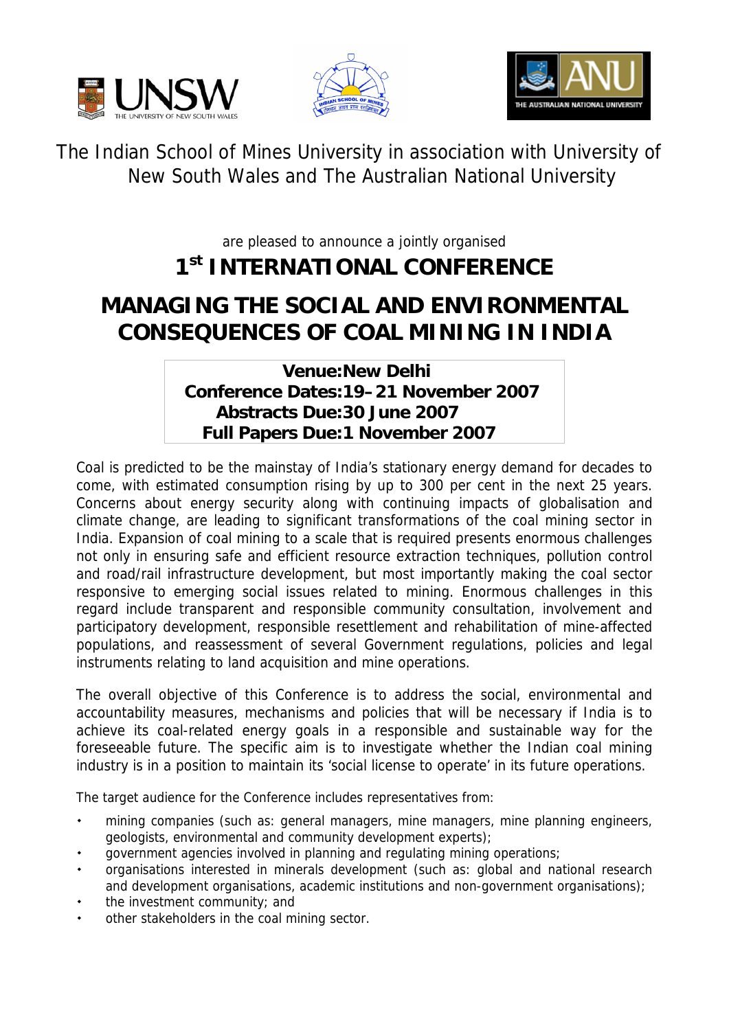The Indian School of Mines University in association with University of New South Wales and The Australian National University

are pleased to announce a jointly organised

# 1st INTERNATIONAL CONFERENCE

# MANAGING THE SOCIAL AND ENVIRONMENTAL CONSEQUENCES OF COAL MINING IN INDIA

**Venue:New Delhi**
**Conference Dates:19–21 November 2007**
**Abstracts Due:30 June 2007**
**Full Papers Due:1 November 2007**

Coal is predicted to be the mainstay of India's stationary energy demand for decades to come, with estimated consumption rising by up to 300 per cent in the next 25 years. Concerns about energy security along with continuing impacts of globalisation and climate change, are leading to significant transformations of the coal mining sector in India. Expansion of coal mining to a scale that is required presents enormous challenges not only in ensuring safe and efficient resource extraction techniques, pollution control and road/rail infrastructure development, but most importantly making the coal sector responsive to emerging social issues related to mining. Enormous challenges in this regard include transparent and responsible community consultation, involvement and participatory development, responsible resettlement and rehabilitation of mine-affected populations, and reassessment of several Government regulations, policies and legal instruments relating to land acquisition and mine operations.

The overall objective of this Conference is to address the social, environmental and accountability measures, mechanisms and policies that will be necessary if India is to achieve its coal-related energy goals in a responsible and sustainable way for the foreseeable future. The specific aim is to investigate whether the Indian coal mining industry is in a position to maintain its 'social license to operate' in its future operations.

The target audience for the Conference includes representatives from:

- mining companies (such as: general managers, mine managers, mine planning engineers, geologists, environmental and community development experts);
- government agencies involved in planning and regulating mining operations;
- organisations interested in minerals development (such as: global and national research and development organisations, academic institutions and non-government organisations);
- the investment community; and
- other stakeholders in the coal mining sector.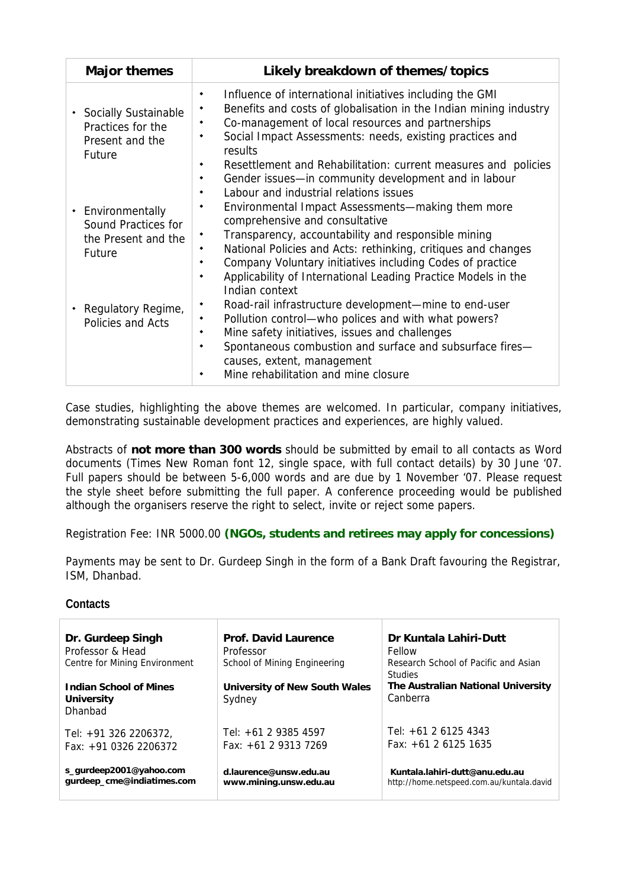| Major themes | Likely breakdown of themes/topics |
|---|---|
| • Socially Sustainable Practices for the Present and the Future<br><br>• Environmentally Sound Practices for the Present and the Future<br><br>• Regulatory Regime, Policies and Acts | • Influence of international initiatives including the GMI<br>• Benefits and costs of globalisation in the Indian mining industry<br>• Co-management of local resources and partnerships<br>• Social Impact Assessments: needs, existing practices and results<br>• Resettlement and Rehabilitation: current measures and policies<br>• Gender issues—in community development and in labour<br>• Labour and industrial relations issues<br>• Environmental Impact Assessments—making them more comprehensive and consultative<br>• Transparency, accountability and responsible mining<br>• National Policies and Acts: rethinking, critiques and changes<br>• Company Voluntary initiatives including Codes of practice<br>• Applicability of International Leading Practice Models in the Indian context<br>• Road-rail infrastructure development—mine to end-user<br>• Pollution control—who polices and with what powers?<br>• Mine safety initiatives, issues and challenges<br>• Spontaneous combustion and surface and subsurface fires—causes, extent, management<br>• Mine rehabilitation and mine closure |

Case studies, highlighting the above themes are welcomed. In particular, company initiatives, demonstrating sustainable development practices and experiences, are highly valued.

Abstracts of **not more than 300 words** should be submitted by email to all contacts as Word documents (Times New Roman font 12, single space, with full contact details) by 30 June '07. Full papers should be between 5-6,000 words and are due by 1 November '07. Please request the style sheet before submitting the full paper. A conference proceeding would be published although the organisers reserve the right to select, invite or reject some papers.

Registration Fee: INR 5000.00 **(NGOs, students and retirees may apply for concessions)**

Payments may be sent to Dr. Gurdeep Singh in the form of a Bank Draft favouring the Registrar, ISM, Dhanbad.

## Contacts

| | | |
|---|---|---|
| **Dr. Gurdeep Singh**<br>Professor & Head<br>Centre for Mining Environment<br><br>**Indian School of Mines University**<br>Dhanbad<br><br>Tel: +91 326 2206372,<br>Fax: +91 0326 2206372<br><br>**s_gurdeep2001@yahoo.com**<br>**gurdeep_cme@indiatimes.com** | **Prof. David Laurence**<br>Professor<br>School of Mining Engineering<br><br>**University of New South Wales**<br>Sydney<br><br>Tel: +61 2 9385 4597<br>Fax: +61 2 9313 7269<br><br>**d.laurence@unsw.edu.au**<br>**www.mining.unsw.edu.au** | **Dr Kuntala Lahiri-Dutt**<br>Fellow<br>Research School of Pacific and Asian Studies<br><br>**The Australian National University**<br>Canberra<br><br>Tel: +61 2 6125 4343<br>Fax: +61 2 6125 1635<br><br>**Kuntala.lahiri-dutt@anu.edu.au**<br>http://home.netspeed.com.au/kuntala.david |